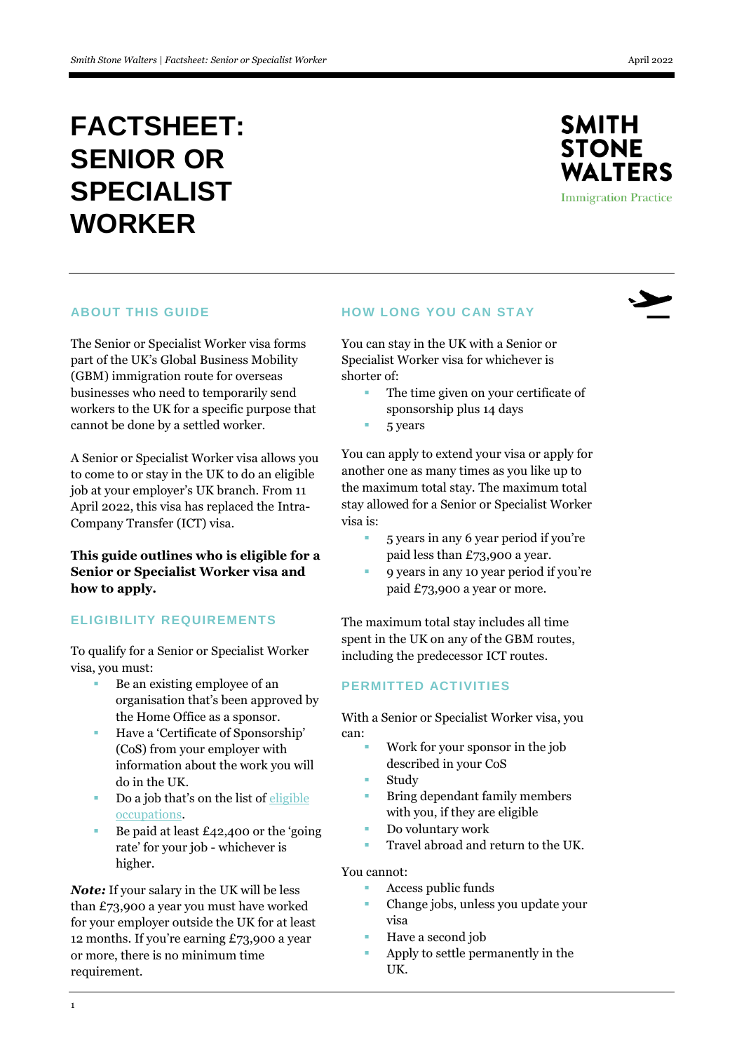# FACTSHEET: SENIOR OR SPECIALIST WORKER

SMITH STONE WALTERS
Immigration Practice

## ABOUT THIS GUIDE

The Senior or Specialist Worker visa forms part of the UK's Global Business Mobility (GBM) immigration route for overseas businesses who need to temporarily send workers to the UK for a specific purpose that cannot be done by a settled worker.

A Senior or Specialist Worker visa allows you to come to or stay in the UK to do an eligible job at your employer's UK branch. From 11 April 2022, this visa has replaced the Intra-Company Transfer (ICT) visa.

**This guide outlines who is eligible for a Senior or Specialist Worker visa and how to apply.**

## ELIGIBILITY REQUIREMENTS

To qualify for a Senior or Specialist Worker visa, you must:

- Be an existing employee of an organisation that's been approved by the Home Office as a sponsor.
- Have a 'Certificate of Sponsorship' (CoS) from your employer with information about the work you will do in the UK.
- Do a job that's on the list of eligible occupations.
- Be paid at least £42,400 or the 'going rate' for your job - whichever is higher.

***Note:*** If your salary in the UK will be less than £73,900 a year you must have worked for your employer outside the UK for at least 12 months. If you're earning £73,900 a year or more, there is no minimum time requirement.

## HOW LONG YOU CAN STAY

You can stay in the UK with a Senior or Specialist Worker visa for whichever is shorter of:

- The time given on your certificate of sponsorship plus 14 days
- 5 years

You can apply to extend your visa or apply for another one as many times as you like up to the maximum total stay. The maximum total stay allowed for a Senior or Specialist Worker visa is:

- 5 years in any 6 year period if you're paid less than £73,900 a year.
- 9 years in any 10 year period if you're paid £73,900 a year or more.

The maximum total stay includes all time spent in the UK on any of the GBM routes, including the predecessor ICT routes.

## PERMITTED ACTIVITIES

With a Senior or Specialist Worker visa, you can:

- Work for your sponsor in the job described in your CoS
- Study
- Bring dependant family members with you, if they are eligible
- Do voluntary work
- Travel abroad and return to the UK.

You cannot:

- Access public funds
- Change jobs, unless you update your visa
- Have a second job
- Apply to settle permanently in the UK.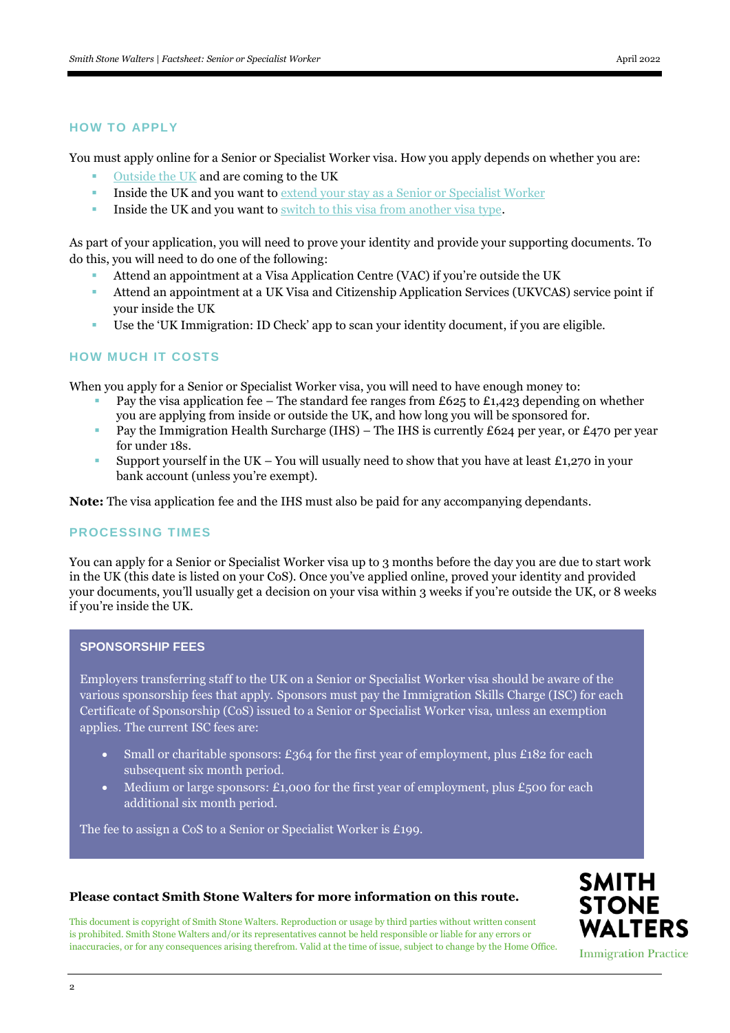## HOW TO APPLY

You must apply online for a Senior or Specialist Worker visa. How you apply depends on whether you are:

- Outside the UK and are coming to the UK
- Inside the UK and you want to extend your stay as a Senior or Specialist Worker
- Inside the UK and you want to switch to this visa from another visa type.

As part of your application, you will need to prove your identity and provide your supporting documents. To do this, you will need to do one of the following:

- Attend an appointment at a Visa Application Centre (VAC) if you're outside the UK
- Attend an appointment at a UK Visa and Citizenship Application Services (UKVCAS) service point if your inside the UK
- Use the 'UK Immigration: ID Check' app to scan your identity document, if you are eligible.

## HOW MUCH IT COSTS

When you apply for a Senior or Specialist Worker visa, you will need to have enough money to:

- Pay the visa application fee – The standard fee ranges from £625 to £1,423 depending on whether you are applying from inside or outside the UK, and how long you will be sponsored for.
- Pay the Immigration Health Surcharge (IHS) – The IHS is currently £624 per year, or £470 per year for under 18s.
- Support yourself in the UK – You will usually need to show that you have at least £1,270 in your bank account (unless you're exempt).

**Note:** The visa application fee and the IHS must also be paid for any accompanying dependants.

## PROCESSING TIMES

You can apply for a Senior or Specialist Worker visa up to 3 months before the day you are due to start work in the UK (this date is listed on your CoS). Once you've applied online, proved your identity and provided your documents, you'll usually get a decision on your visa within 3 weeks if you're outside the UK, or 8 weeks if you're inside the UK.

### SPONSORSHIP FEES

Employers transferring staff to the UK on a Senior or Specialist Worker visa should be aware of the various sponsorship fees that apply. Sponsors must pay the Immigration Skills Charge (ISC) for each Certificate of Sponsorship (CoS) issued to a Senior or Specialist Worker visa, unless an exemption applies. The current ISC fees are:

- Small or charitable sponsors: £364 for the first year of employment, plus £182 for each subsequent six month period.
- Medium or large sponsors: £1,000 for the first year of employment, plus £500 for each additional six month period.

The fee to assign a CoS to a Senior or Specialist Worker is £199.

**Please contact Smith Stone Walters for more information on this route.**

This document is copyright of Smith Stone Walters. Reproduction or usage by third parties without written consent is prohibited. Smith Stone Walters and/or its representatives cannot be held responsible or liable for any errors or inaccuracies, or for any consequences arising therefrom. Valid at the time of issue, subject to change by the Home Office.

SMITH STONE WALTERS
Immigration Practice